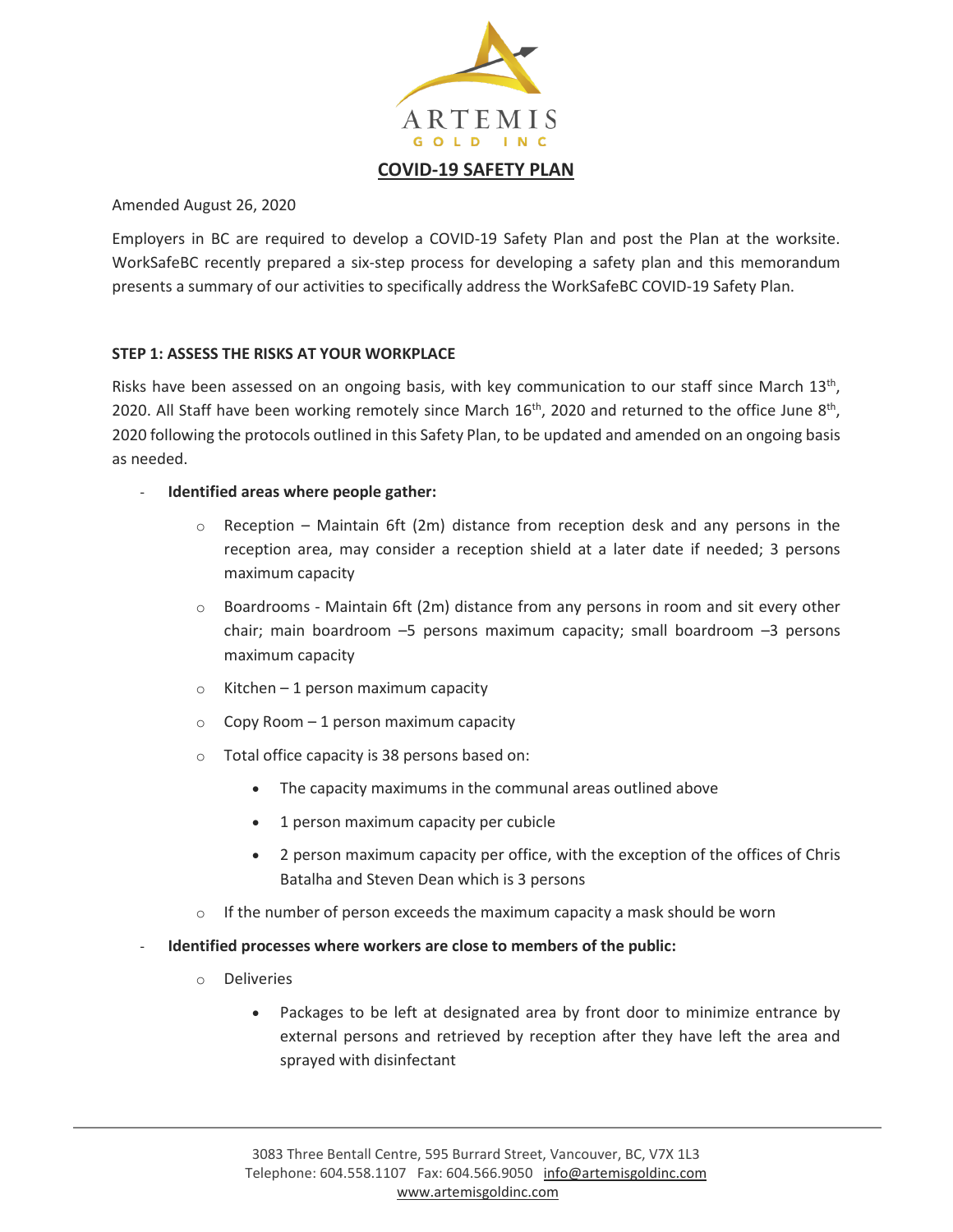ARTEMIS
GOLD INC

# COVID-19 SAFETY PLAN

Amended August 26, 2020

Employers in BC are required to develop a COVID-19 Safety Plan and post the Plan at the worksite. WorkSafeBC recently prepared a six-step process for developing a safety plan and this memorandum presents a summary of our activities to specifically address the WorkSafeBC COVID-19 Safety Plan.

## STEP 1: ASSESS THE RISKS AT YOUR WORKPLACE

Risks have been assessed on an ongoing basis, with key communication to our staff since March 13th, 2020. All Staff have been working remotely since March 16th, 2020 and returned to the office June 8th, 2020 following the protocols outlined in this Safety Plan, to be updated and amended on an ongoing basis as needed.

- **Identified areas where people gather:**
  - Reception – Maintain 6ft (2m) distance from reception desk and any persons in the reception area, may consider a reception shield at a later date if needed; 3 persons maximum capacity
  - Boardrooms - Maintain 6ft (2m) distance from any persons in room and sit every other chair; main boardroom –5 persons maximum capacity; small boardroom –3 persons maximum capacity
  - Kitchen – 1 person maximum capacity
  - Copy Room – 1 person maximum capacity
  - Total office capacity is 38 persons based on:
    - The capacity maximums in the communal areas outlined above
    - 1 person maximum capacity per cubicle
    - 2 person maximum capacity per office, with the exception of the offices of Chris Batalha and Steven Dean which is 3 persons
  - If the number of person exceeds the maximum capacity a mask should be worn
- **Identified processes where workers are close to members of the public:**
  - Deliveries
    - Packages to be left at designated area by front door to minimize entrance by external persons and retrieved by reception after they have left the area and sprayed with disinfectant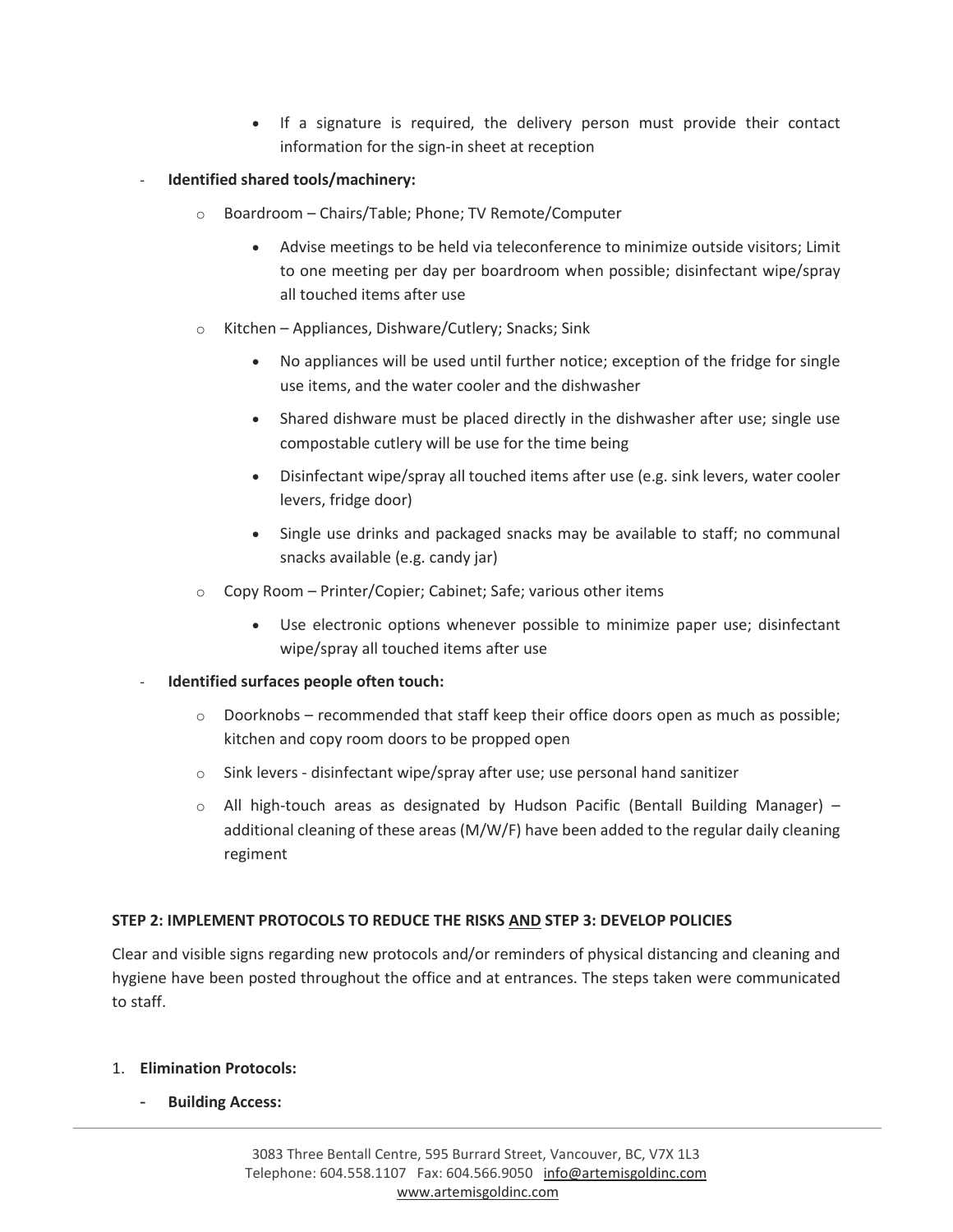- If a signature is required, the delivery person must provide their contact information for the sign-in sheet at reception

- **Identified shared tools/machinery:**
  - Boardroom – Chairs/Table; Phone; TV Remote/Computer
    - Advise meetings to be held via teleconference to minimize outside visitors; Limit to one meeting per day per boardroom when possible; disinfectant wipe/spray all touched items after use
  - Kitchen – Appliances, Dishware/Cutlery; Snacks; Sink
    - No appliances will be used until further notice; exception of the fridge for single use items, and the water cooler and the dishwasher
    - Shared dishware must be placed directly in the dishwasher after use; single use compostable cutlery will be use for the time being
    - Disinfectant wipe/spray all touched items after use (e.g. sink levers, water cooler levers, fridge door)
    - Single use drinks and packaged snacks may be available to staff; no communal snacks available (e.g. candy jar)
  - Copy Room – Printer/Copier; Cabinet; Safe; various other items
    - Use electronic options whenever possible to minimize paper use; disinfectant wipe/spray all touched items after use

- **Identified surfaces people often touch:**
  - Doorknobs – recommended that staff keep their office doors open as much as possible; kitchen and copy room doors to be propped open
  - Sink levers - disinfectant wipe/spray after use; use personal hand sanitizer
  - All high-touch areas as designated by Hudson Pacific (Bentall Building Manager) – additional cleaning of these areas (M/W/F) have been added to the regular daily cleaning regiment

**STEP 2: IMPLEMENT PROTOCOLS TO REDUCE THE RISKS AND STEP 3: DEVELOP POLICIES**

Clear and visible signs regarding new protocols and/or reminders of physical distancing and cleaning and hygiene have been posted throughout the office and at entrances. The steps taken were communicated to staff.

1. **Elimination Protocols:**
   - **Building Access:**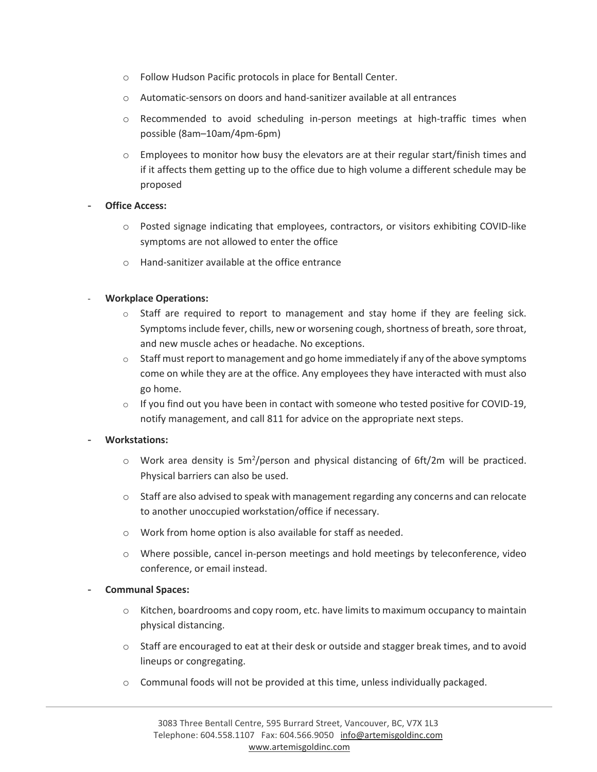- Follow Hudson Pacific protocols in place for Bentall Center.
- Automatic-sensors on doors and hand-sanitizer available at all entrances
- Recommended to avoid scheduling in-person meetings at high-traffic times when possible (8am–10am/4pm-6pm)
- Employees to monitor how busy the elevators are at their regular start/finish times and if it affects them getting up to the office due to high volume a different schedule may be proposed

- **Office Access:**
  - Posted signage indicating that employees, contractors, or visitors exhibiting COVID-like symptoms are not allowed to enter the office
  - Hand-sanitizer available at the office entrance

- **Workplace Operations:**
  - Staff are required to report to management and stay home if they are feeling sick. Symptoms include fever, chills, new or worsening cough, shortness of breath, sore throat, and new muscle aches or headache. No exceptions.
  - Staff must report to management and go home immediately if any of the above symptoms come on while they are at the office. Any employees they have interacted with must also go home.
  - If you find out you have been in contact with someone who tested positive for COVID-19, notify management, and call 811 for advice on the appropriate next steps.

- **Workstations:**
  - Work area density is $5m^2$/person and physical distancing of 6ft/2m will be practiced. Physical barriers can also be used.
  - Staff are also advised to speak with management regarding any concerns and can relocate to another unoccupied workstation/office if necessary.
  - Work from home option is also available for staff as needed.
  - Where possible, cancel in-person meetings and hold meetings by teleconference, video conference, or email instead.

- **Communal Spaces:**
  - Kitchen, boardrooms and copy room, etc. have limits to maximum occupancy to maintain physical distancing.
  - Staff are encouraged to eat at their desk or outside and stagger break times, and to avoid lineups or congregating.
  - Communal foods will not be provided at this time, unless individually packaged.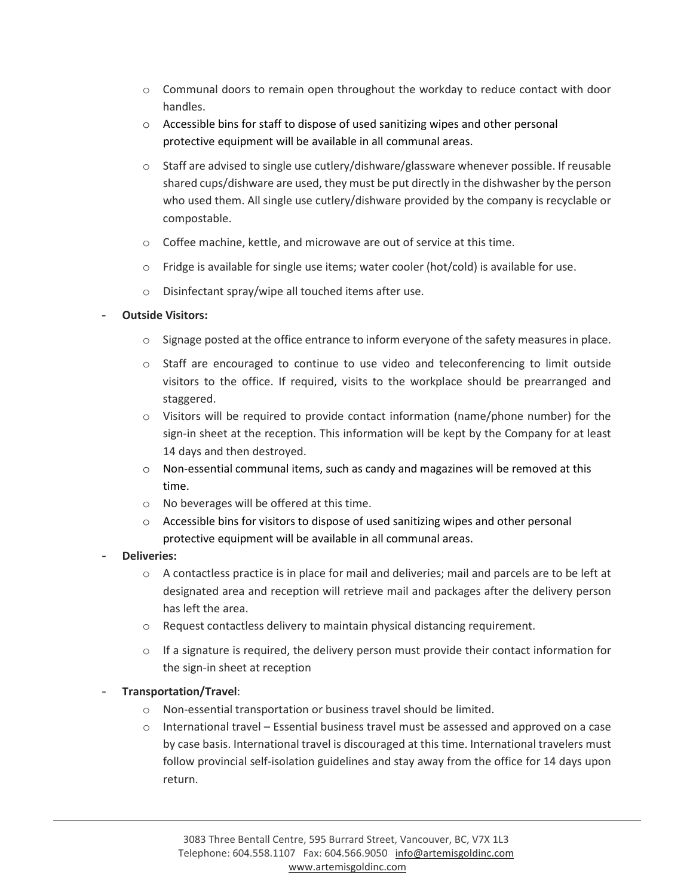- Communal doors to remain open throughout the workday to reduce contact with door handles.
  - Accessible bins for staff to dispose of used sanitizing wipes and other personal protective equipment will be available in all communal areas.
  - Staff are advised to single use cutlery/dishware/glassware whenever possible. If reusable shared cups/dishware are used, they must be put directly in the dishwasher by the person who used them. All single use cutlery/dishware provided by the company is recyclable or compostable.
  - Coffee machine, kettle, and microwave are out of service at this time.
  - Fridge is available for single use items; water cooler (hot/cold) is available for use.
  - Disinfectant spray/wipe all touched items after use.

- **Outside Visitors:**
  - Signage posted at the office entrance to inform everyone of the safety measures in place.
  - Staff are encouraged to continue to use video and teleconferencing to limit outside visitors to the office. If required, visits to the workplace should be prearranged and staggered.
  - Visitors will be required to provide contact information (name/phone number) for the sign-in sheet at the reception. This information will be kept by the Company for at least 14 days and then destroyed.
  - Non-essential communal items, such as candy and magazines will be removed at this time.
  - No beverages will be offered at this time.
  - Accessible bins for visitors to dispose of used sanitizing wipes and other personal protective equipment will be available in all communal areas.

- **Deliveries:**
  - A contactless practice is in place for mail and deliveries; mail and parcels are to be left at designated area and reception will retrieve mail and packages after the delivery person has left the area.
  - Request contactless delivery to maintain physical distancing requirement.
  - If a signature is required, the delivery person must provide their contact information for the sign-in sheet at reception

- **Transportation/Travel**:
  - Non-essential transportation or business travel should be limited.
  - International travel – Essential business travel must be assessed and approved on a case by case basis. International travel is discouraged at this time. International travelers must follow provincial self-isolation guidelines and stay away from the office for 14 days upon return.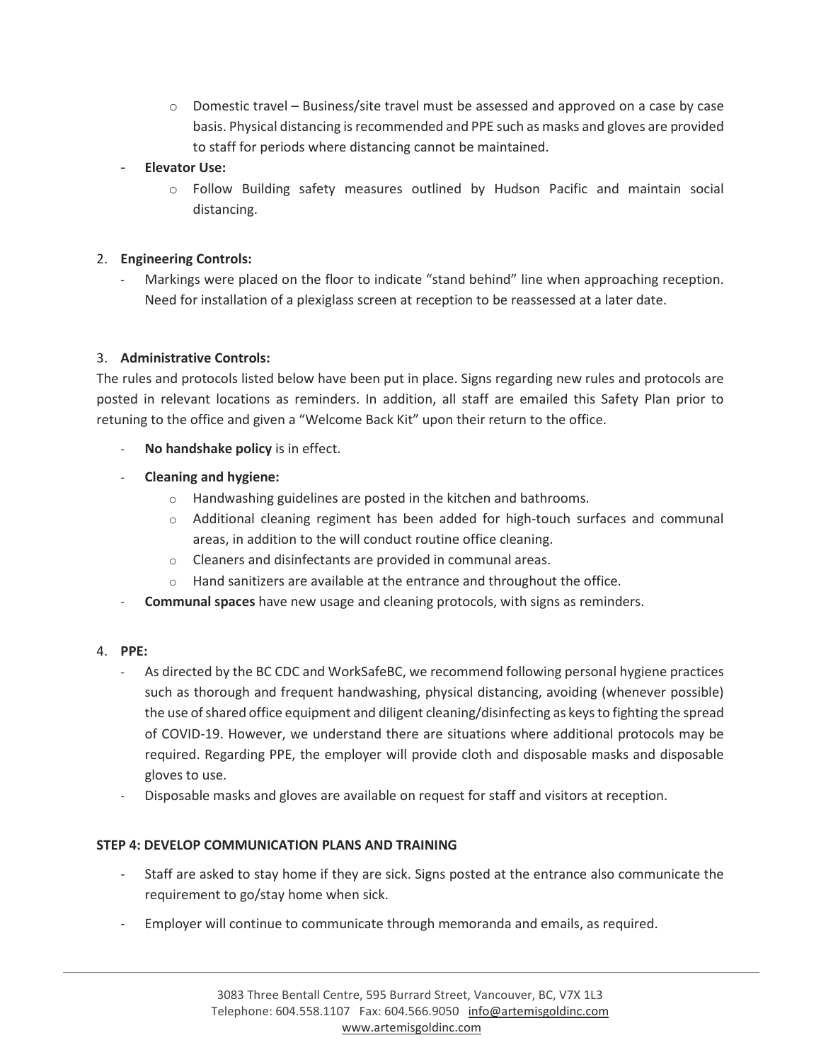- Domestic travel – Business/site travel must be assessed and approved on a case by case basis. Physical distancing is recommended and PPE such as masks and gloves are provided to staff for periods where distancing cannot be maintained.
- **Elevator Use:**
    - Follow Building safety measures outlined by Hudson Pacific and maintain social distancing.

2. **Engineering Controls:**
    - Markings were placed on the floor to indicate "stand behind" line when approaching reception. Need for installation of a plexiglass screen at reception to be reassessed at a later date.

3. **Administrative Controls:**

The rules and protocols listed below have been put in place. Signs regarding new rules and protocols are posted in relevant locations as reminders. In addition, all staff are emailed this Safety Plan prior to retuning to the office and given a "Welcome Back Kit" upon their return to the office.

- **No handshake policy** is in effect.
- **Cleaning and hygiene:**
    - Handwashing guidelines are posted in the kitchen and bathrooms.
    - Additional cleaning regiment has been added for high-touch surfaces and communal areas, in addition to the will conduct routine office cleaning.
    - Cleaners and disinfectants are provided in communal areas.
    - Hand sanitizers are available at the entrance and throughout the office.
- **Communal spaces** have new usage and cleaning protocols, with signs as reminders.

4. **PPE:**
    - As directed by the BC CDC and WorkSafeBC, we recommend following personal hygiene practices such as thorough and frequent handwashing, physical distancing, avoiding (whenever possible) the use of shared office equipment and diligent cleaning/disinfecting as keys to fighting the spread of COVID-19. However, we understand there are situations where additional protocols may be required. Regarding PPE, the employer will provide cloth and disposable masks and disposable gloves to use.
    - Disposable masks and gloves are available on request for staff and visitors at reception.

**STEP 4: DEVELOP COMMUNICATION PLANS AND TRAINING**

- Staff are asked to stay home if they are sick. Signs posted at the entrance also communicate the requirement to go/stay home when sick.
- Employer will continue to communicate through memoranda and emails, as required.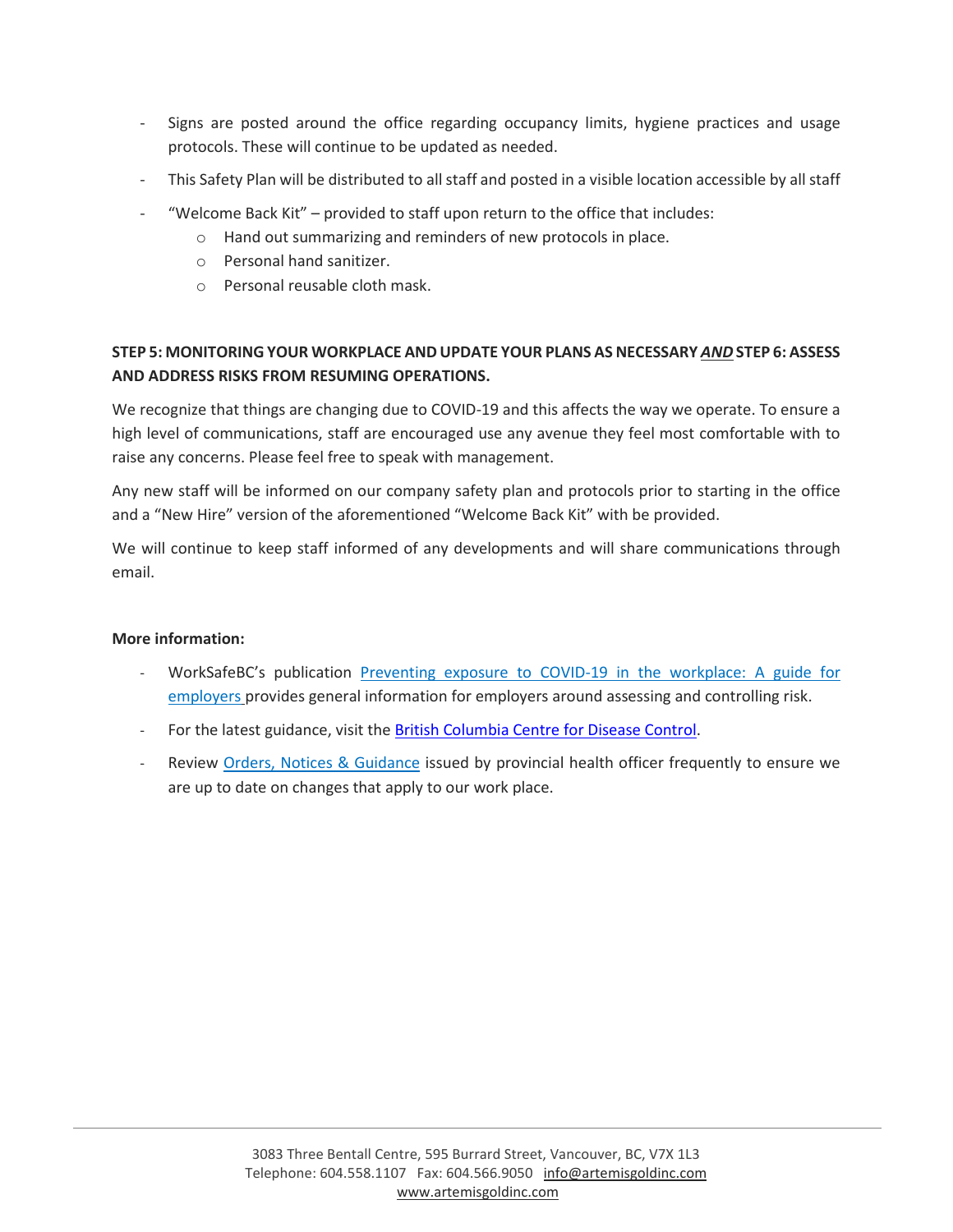- Signs are posted around the office regarding occupancy limits, hygiene practices and usage protocols. These will continue to be updated as needed.
- This Safety Plan will be distributed to all staff and posted in a visible location accessible by all staff
- “Welcome Back Kit” – provided to staff upon return to the office that includes:
    - Hand out summarizing and reminders of new protocols in place.
    - Personal hand sanitizer.
    - Personal reusable cloth mask.

**STEP 5: MONITORING YOUR WORKPLACE AND UPDATE YOUR PLANS AS NECESSARY *AND* STEP 6: ASSESS AND ADDRESS RISKS FROM RESUMING OPERATIONS.**

We recognize that things are changing due to COVID-19 and this affects the way we operate. To ensure a high level of communications, staff are encouraged use any avenue they feel most comfortable with to raise any concerns. Please feel free to speak with management.

Any new staff will be informed on our company safety plan and protocols prior to starting in the office and a “New Hire” version of the aforementioned “Welcome Back Kit” with be provided.

We will continue to keep staff informed of any developments and will share communications through email.

**More information:**

- WorkSafeBC’s publication Preventing exposure to COVID-19 in the workplace: A guide for employers provides general information for employers around assessing and controlling risk.
- For the latest guidance, visit the British Columbia Centre for Disease Control.
- Review Orders, Notices & Guidance issued by provincial health officer frequently to ensure we are up to date on changes that apply to our work place.

3083 Three Bentall Centre, 595 Burrard Street, Vancouver, BC, V7X 1L3
Telephone: 604.558.1107 Fax: 604.566.9050 info@artemisgoldinc.com
www.artemisgoldinc.com